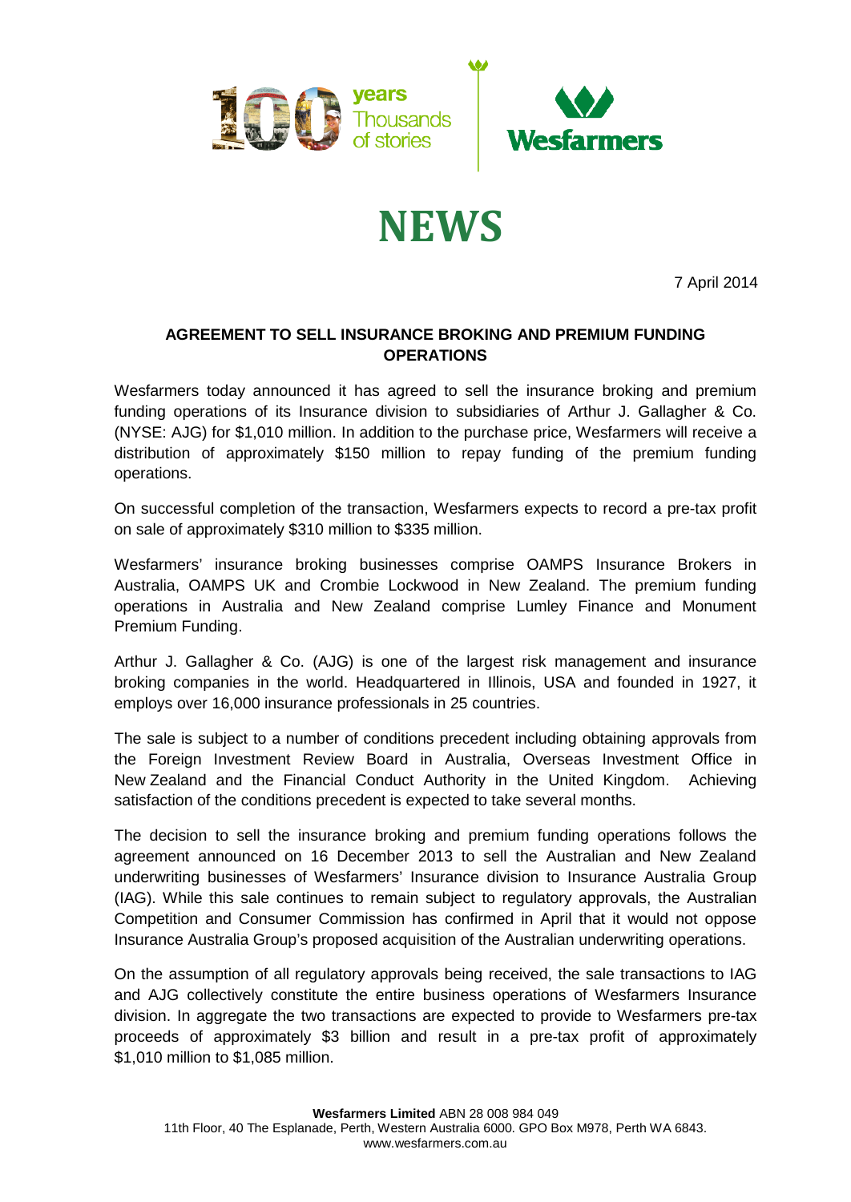# NEWS

7 April 2014

## AGREEMENT TO SELL INSURANCE BROKING AND PREMIUM FUNDING OPERATIONS

Wesfarmers today announced it has agreed to sell the insurance broking and premium funding operations of its Insurance division to subsidiaries of Arthur J. Gallagher & Co. (NYSE: AJG) for $1,010 million. In addition to the purchase price, Wesfarmers will receive a distribution of approximately $150 million to repay funding of the premium funding operations.

On successful completion of the transaction, Wesfarmers expects to record a pre-tax profit on sale of approximately $310 million to $335 million.

Wesfarmers' insurance broking businesses comprise OAMPS Insurance Brokers in Australia, OAMPS UK and Crombie Lockwood in New Zealand. The premium funding operations in Australia and New Zealand comprise Lumley Finance and Monument Premium Funding.

Arthur J. Gallagher & Co. (AJG) is one of the largest risk management and insurance broking companies in the world. Headquartered in Illinois, USA and founded in 1927, it employs over 16,000 insurance professionals in 25 countries.

The sale is subject to a number of conditions precedent including obtaining approvals from the Foreign Investment Review Board in Australia, Overseas Investment Office in New Zealand and the Financial Conduct Authority in the United Kingdom. Achieving satisfaction of the conditions precedent is expected to take several months.

The decision to sell the insurance broking and premium funding operations follows the agreement announced on 16 December 2013 to sell the Australian and New Zealand underwriting businesses of Wesfarmers' Insurance division to Insurance Australia Group (IAG). While this sale continues to remain subject to regulatory approvals, the Australian Competition and Consumer Commission has confirmed in April that it would not oppose Insurance Australia Group's proposed acquisition of the Australian underwriting operations.

On the assumption of all regulatory approvals being received, the sale transactions to IAG and AJG collectively constitute the entire business operations of Wesfarmers Insurance division. In aggregate the two transactions are expected to provide to Wesfarmers pre-tax proceeds of approximately $3 billion and result in a pre-tax profit of approximately $1,010 million to $1,085 million.

**Wesfarmers Limited** ABN 28 008 984 049
11th Floor, 40 The Esplanade, Perth, Western Australia 6000. GPO Box M978, Perth WA 6843.
www.wesfarmers.com.au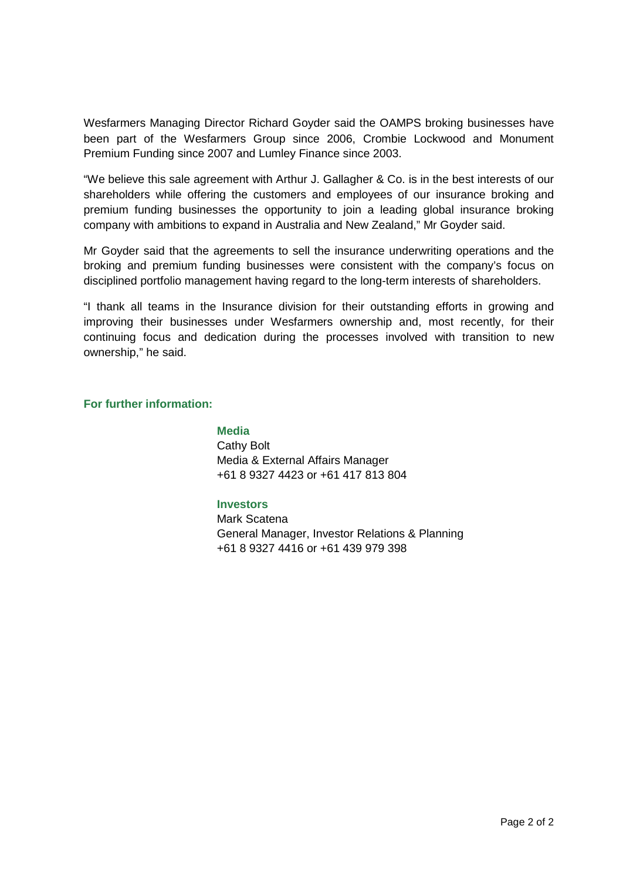Wesfarmers Managing Director Richard Goyder said the OAMPS broking businesses have been part of the Wesfarmers Group since 2006, Crombie Lockwood and Monument Premium Funding since 2007 and Lumley Finance since 2003.

"We believe this sale agreement with Arthur J. Gallagher & Co. is in the best interests of our shareholders while offering the customers and employees of our insurance broking and premium funding businesses the opportunity to join a leading global insurance broking company with ambitions to expand in Australia and New Zealand," Mr Goyder said.

Mr Goyder said that the agreements to sell the insurance underwriting operations and the broking and premium funding businesses were consistent with the company's focus on disciplined portfolio management having regard to the long-term interests of shareholders.

"I thank all teams in the Insurance division for their outstanding efforts in growing and improving their businesses under Wesfarmers ownership and, most recently, for their continuing focus and dedication during the processes involved with transition to new ownership," he said.

**For further information:**

**Media**
Cathy Bolt
Media & External Affairs Manager
+61 8 9327 4423 or +61 417 813 804

**Investors**
Mark Scatena
General Manager, Investor Relations & Planning
+61 8 9327 4416 or +61 439 979 398